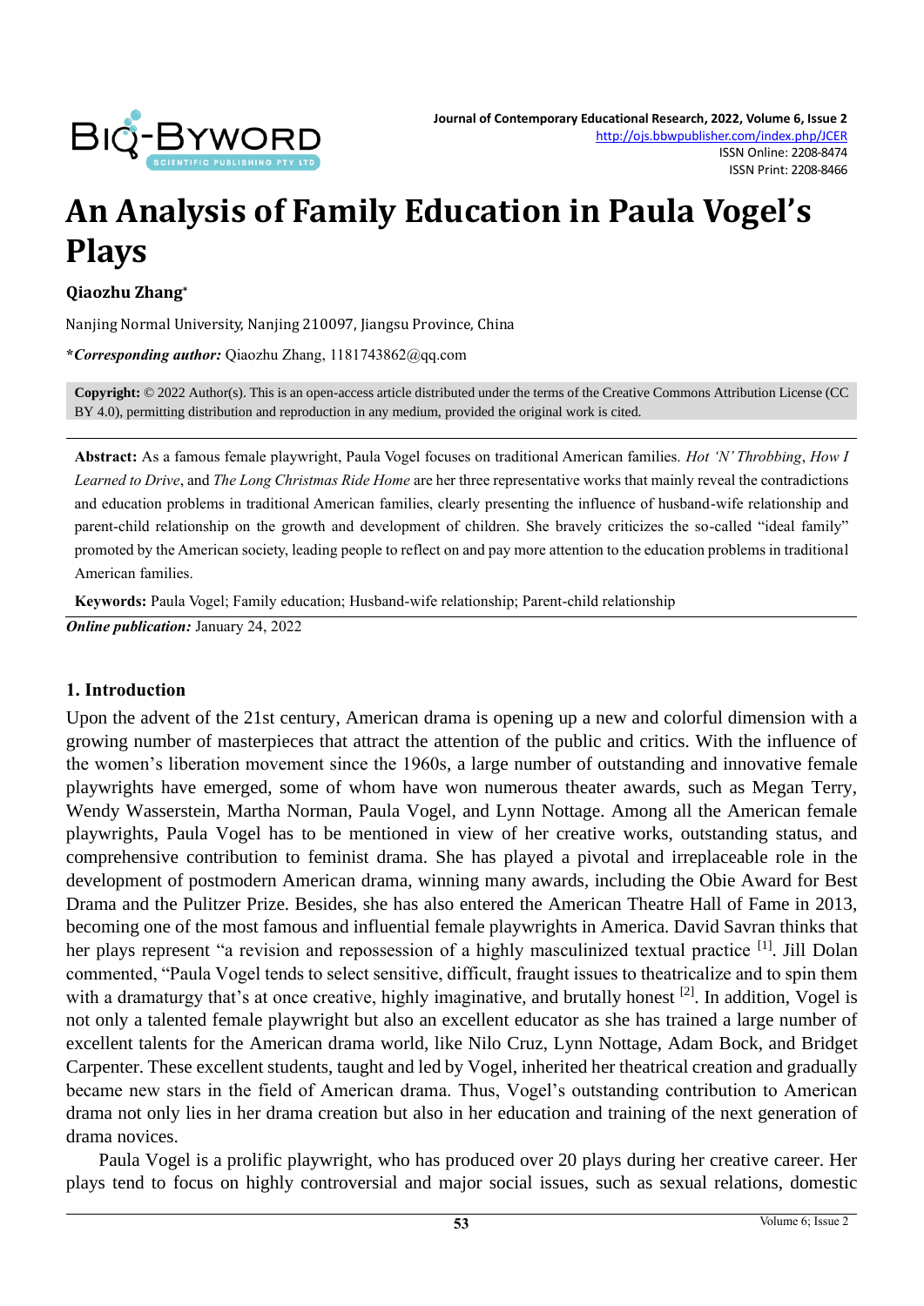# An Analysis of Family Education in Paula Vogel's Plays

**Qiaozhu Zhang***

Nanjing Normal University, Nanjing 210097, Jiangsu Province, China

***Corresponding author:** Qiaozhu Zhang, 1181743862@qq.com

**Copyright:** © 2022 Author(s). This is an open-access article distributed under the terms of the Creative Commons Attribution License (CC BY 4.0), permitting distribution and reproduction in any medium, provided the original work is cited.

**Abstract:** As a famous female playwright, Paula Vogel focuses on traditional American families. *Hot 'N' Throbbing*, *How I Learned to Drive*, and *The Long Christmas Ride Home* are her three representative works that mainly reveal the contradictions and education problems in traditional American families, clearly presenting the influence of husband-wife relationship and parent-child relationship on the growth and development of children. She bravely criticizes the so-called "ideal family" promoted by the American society, leading people to reflect on and pay more attention to the education problems in traditional American families.

**Keywords:** Paula Vogel; Family education; Husband-wife relationship; Parent-child relationship

***Online publication:*** January 24, 2022

## 1. Introduction

Upon the advent of the 21st century, American drama is opening up a new and colorful dimension with a growing number of masterpieces that attract the attention of the public and critics. With the influence of the women's liberation movement since the 1960s, a large number of outstanding and innovative female playwrights have emerged, some of whom have won numerous theater awards, such as Megan Terry, Wendy Wasserstein, Martha Norman, Paula Vogel, and Lynn Nottage. Among all the American female playwrights, Paula Vogel has to be mentioned in view of her creative works, outstanding status, and comprehensive contribution to feminist drama. She has played a pivotal and irreplaceable role in the development of postmodern American drama, winning many awards, including the Obie Award for Best Drama and the Pulitzer Prize. Besides, she has also entered the American Theatre Hall of Fame in 2013, becoming one of the most famous and influential female playwrights in America. David Savran thinks that her plays represent "a revision and repossession of a highly masculinized textual practice [1]. Jill Dolan commented, "Paula Vogel tends to select sensitive, difficult, fraught issues to theatricalize and to spin them with a dramaturgy that's at once creative, highly imaginative, and brutally honest [2]. In addition, Vogel is not only a talented female playwright but also an excellent educator as she has trained a large number of excellent talents for the American drama world, like Nilo Cruz, Lynn Nottage, Adam Bock, and Bridget Carpenter. These excellent students, taught and led by Vogel, inherited her theatrical creation and gradually became new stars in the field of American drama. Thus, Vogel's outstanding contribution to American drama not only lies in her drama creation but also in her education and training of the next generation of drama novices.

Paula Vogel is a prolific playwright, who has produced over 20 plays during her creative career. Her plays tend to focus on highly controversial and major social issues, such as sexual relations, domestic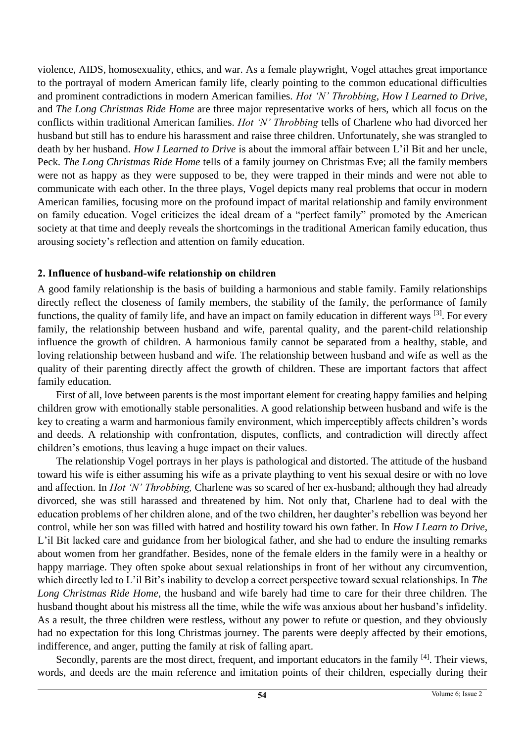violence, AIDS, homosexuality, ethics, and war. As a female playwright, Vogel attaches great importance to the portrayal of modern American family life, clearly pointing to the common educational difficulties and prominent contradictions in modern American families. *Hot 'N' Throbbing*, *How I Learned to Drive*, and *The Long Christmas Ride Home* are three major representative works of hers, which all focus on the conflicts within traditional American families. *Hot 'N' Throbbing* tells of Charlene who had divorced her husband but still has to endure his harassment and raise three children. Unfortunately, she was strangled to death by her husband. *How I Learned to Drive* is about the immoral affair between L'il Bit and her uncle, Peck. *The Long Christmas Ride Home* tells of a family journey on Christmas Eve; all the family members were not as happy as they were supposed to be, they were trapped in their minds and were not able to communicate with each other. In the three plays, Vogel depicts many real problems that occur in modern American families, focusing more on the profound impact of marital relationship and family environment on family education. Vogel criticizes the ideal dream of a "perfect family" promoted by the American society at that time and deeply reveals the shortcomings in the traditional American family education, thus arousing society's reflection and attention on family education.

## 2. Influence of husband-wife relationship on children

A good family relationship is the basis of building a harmonious and stable family. Family relationships directly reflect the closeness of family members, the stability of the family, the performance of family functions, the quality of family life, and have an impact on family education in different ways [3]. For every family, the relationship between husband and wife, parental quality, and the parent-child relationship influence the growth of children. A harmonious family cannot be separated from a healthy, stable, and loving relationship between husband and wife. The relationship between husband and wife as well as the quality of their parenting directly affect the growth of children. These are important factors that affect family education.

First of all, love between parents is the most important element for creating happy families and helping children grow with emotionally stable personalities. A good relationship between husband and wife is the key to creating a warm and harmonious family environment, which imperceptibly affects children's words and deeds. A relationship with confrontation, disputes, conflicts, and contradiction will directly affect children's emotions, thus leaving a huge impact on their values.

The relationship Vogel portrays in her plays is pathological and distorted. The attitude of the husband toward his wife is either assuming his wife as a private plaything to vent his sexual desire or with no love and affection. In *Hot 'N' Throbbing,* Charlene was so scared of her ex-husband; although they had already divorced, she was still harassed and threatened by him. Not only that, Charlene had to deal with the education problems of her children alone, and of the two children, her daughter's rebellion was beyond her control, while her son was filled with hatred and hostility toward his own father. In *How I Learn to Drive*, L'il Bit lacked care and guidance from her biological father, and she had to endure the insulting remarks about women from her grandfather. Besides, none of the female elders in the family were in a healthy or happy marriage. They often spoke about sexual relationships in front of her without any circumvention, which directly led to L'il Bit's inability to develop a correct perspective toward sexual relationships. In *The Long Christmas Ride Home*, the husband and wife barely had time to care for their three children. The husband thought about his mistress all the time, while the wife was anxious about her husband's infidelity. As a result, the three children were restless, without any power to refute or question, and they obviously had no expectation for this long Christmas journey. The parents were deeply affected by their emotions, indifference, and anger, putting the family at risk of falling apart.

Secondly, parents are the most direct, frequent, and important educators in the family [4]. Their views, words, and deeds are the main reference and imitation points of their children, especially during their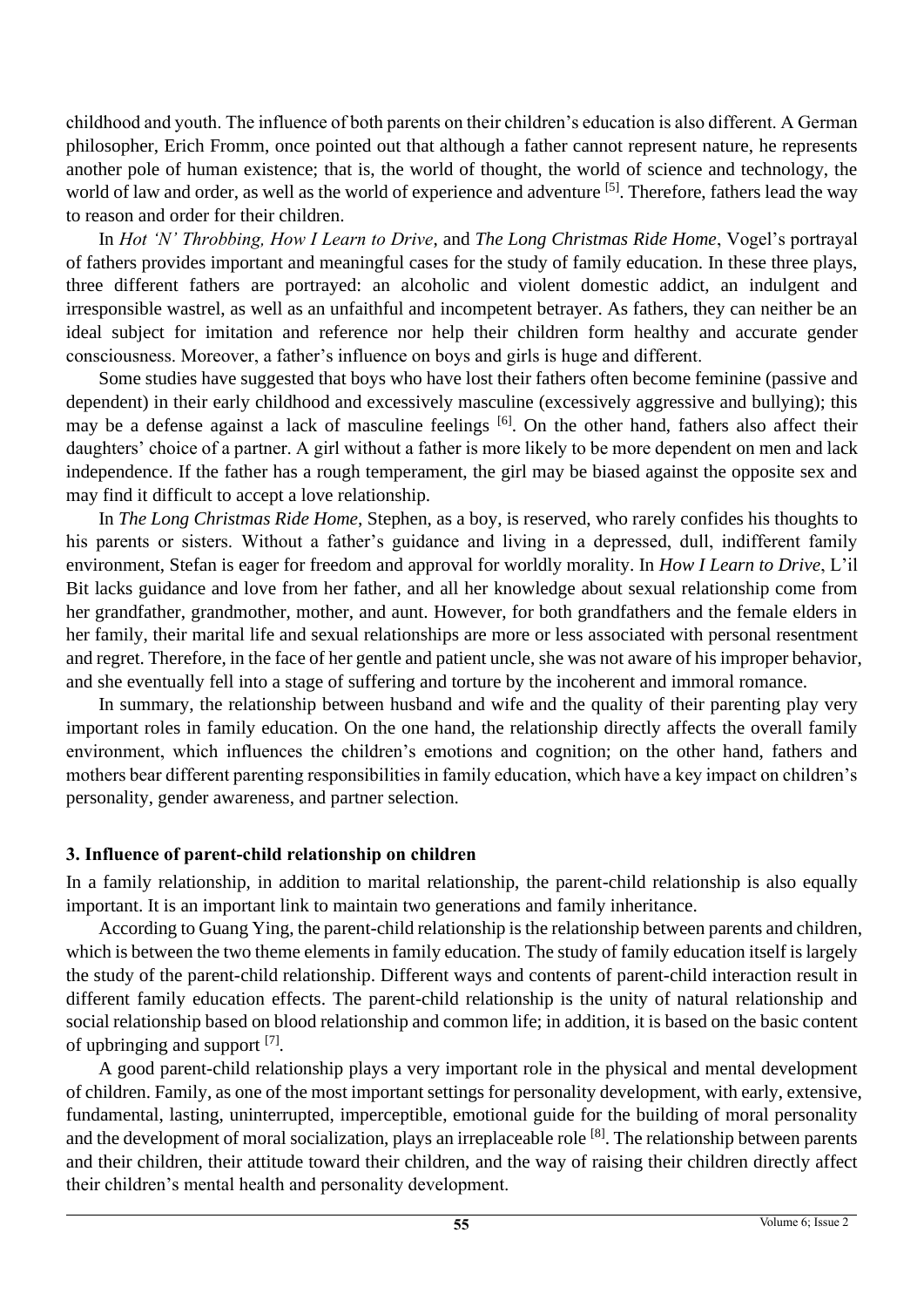childhood and youth. The influence of both parents on their children's education is also different. A German philosopher, Erich Fromm, once pointed out that although a father cannot represent nature, he represents another pole of human existence; that is, the world of thought, the world of science and technology, the world of law and order, as well as the world of experience and adventure [5]. Therefore, fathers lead the way to reason and order for their children.

In *Hot 'N' Throbbing, How I Learn to Drive*, and *The Long Christmas Ride Home*, Vogel's portrayal of fathers provides important and meaningful cases for the study of family education. In these three plays, three different fathers are portrayed: an alcoholic and violent domestic addict, an indulgent and irresponsible wastrel, as well as an unfaithful and incompetent betrayer. As fathers, they can neither be an ideal subject for imitation and reference nor help their children form healthy and accurate gender consciousness. Moreover, a father's influence on boys and girls is huge and different.

Some studies have suggested that boys who have lost their fathers often become feminine (passive and dependent) in their early childhood and excessively masculine (excessively aggressive and bullying); this may be a defense against a lack of masculine feelings [6]. On the other hand, fathers also affect their daughters' choice of a partner. A girl without a father is more likely to be more dependent on men and lack independence. If the father has a rough temperament, the girl may be biased against the opposite sex and may find it difficult to accept a love relationship.

In *The Long Christmas Ride Home*, Stephen, as a boy, is reserved, who rarely confides his thoughts to his parents or sisters. Without a father's guidance and living in a depressed, dull, indifferent family environment, Stefan is eager for freedom and approval for worldly morality. In *How I Learn to Drive*, L'il Bit lacks guidance and love from her father, and all her knowledge about sexual relationship come from her grandfather, grandmother, mother, and aunt. However, for both grandfathers and the female elders in her family, their marital life and sexual relationships are more or less associated with personal resentment and regret. Therefore, in the face of her gentle and patient uncle, she was not aware of his improper behavior, and she eventually fell into a stage of suffering and torture by the incoherent and immoral romance.

In summary, the relationship between husband and wife and the quality of their parenting play very important roles in family education. On the one hand, the relationship directly affects the overall family environment, which influences the children's emotions and cognition; on the other hand, fathers and mothers bear different parenting responsibilities in family education, which have a key impact on children's personality, gender awareness, and partner selection.

## 3. Influence of parent-child relationship on children

In a family relationship, in addition to marital relationship, the parent-child relationship is also equally important. It is an important link to maintain two generations and family inheritance.

According to Guang Ying, the parent-child relationship is the relationship between parents and children, which is between the two theme elements in family education. The study of family education itself is largely the study of the parent-child relationship. Different ways and contents of parent-child interaction result in different family education effects. The parent-child relationship is the unity of natural relationship and social relationship based on blood relationship and common life; in addition, it is based on the basic content of upbringing and support [7].

A good parent-child relationship plays a very important role in the physical and mental development of children. Family, as one of the most important settings for personality development, with early, extensive, fundamental, lasting, uninterrupted, imperceptible, emotional guide for the building of moral personality and the development of moral socialization, plays an irreplaceable role [8]. The relationship between parents and their children, their attitude toward their children, and the way of raising their children directly affect their children's mental health and personality development.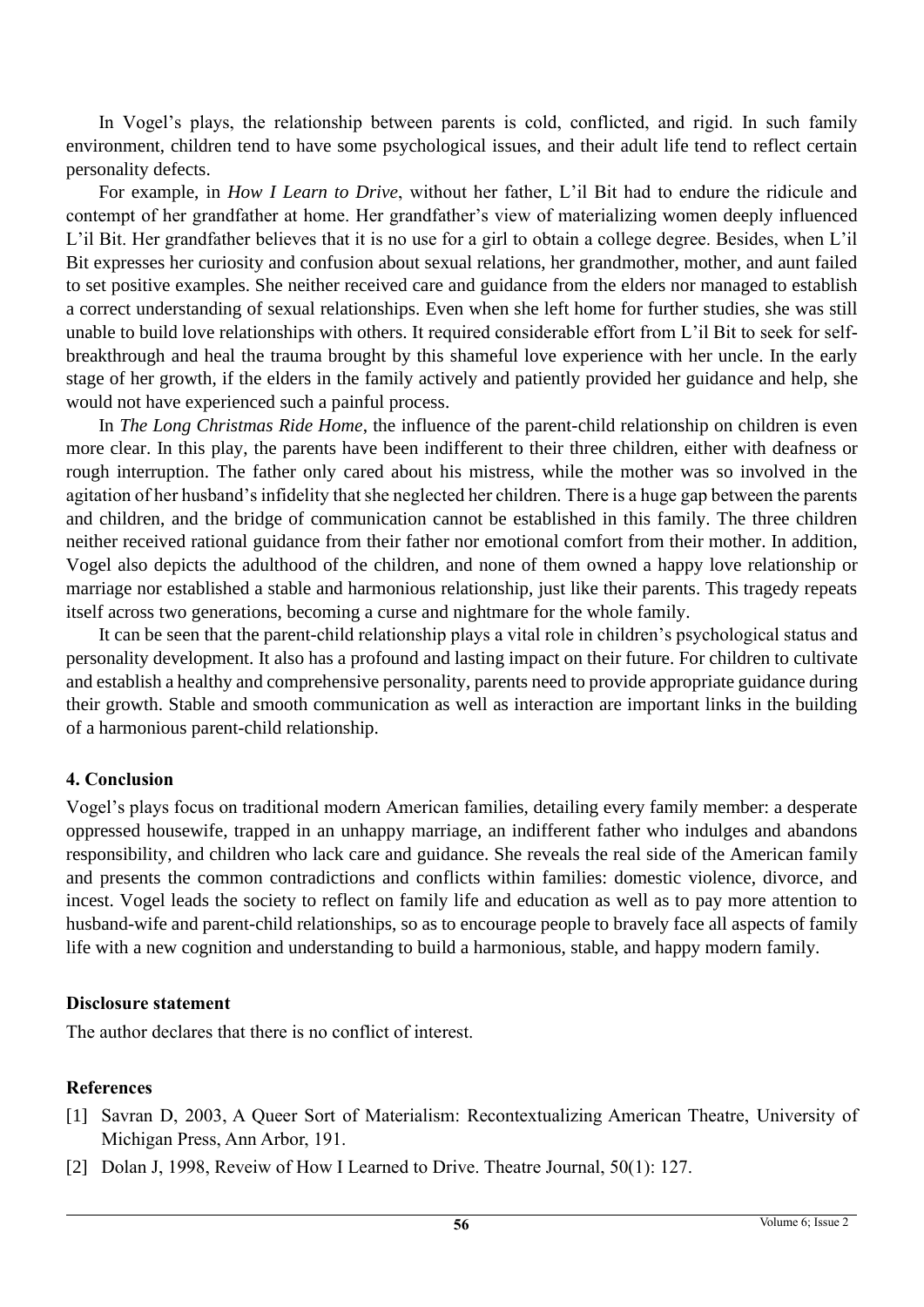In Vogel's plays, the relationship between parents is cold, conflicted, and rigid. In such family environment, children tend to have some psychological issues, and their adult life tend to reflect certain personality defects.

For example, in *How I Learn to Drive*, without her father, L'il Bit had to endure the ridicule and contempt of her grandfather at home. Her grandfather's view of materializing women deeply influenced L'il Bit. Her grandfather believes that it is no use for a girl to obtain a college degree. Besides, when L'il Bit expresses her curiosity and confusion about sexual relations, her grandmother, mother, and aunt failed to set positive examples. She neither received care and guidance from the elders nor managed to establish a correct understanding of sexual relationships. Even when she left home for further studies, she was still unable to build love relationships with others. It required considerable effort from L'il Bit to seek for self-breakthrough and heal the trauma brought by this shameful love experience with her uncle. In the early stage of her growth, if the elders in the family actively and patiently provided her guidance and help, she would not have experienced such a painful process.

In *The Long Christmas Ride Home*, the influence of the parent-child relationship on children is even more clear. In this play, the parents have been indifferent to their three children, either with deafness or rough interruption. The father only cared about his mistress, while the mother was so involved in the agitation of her husband's infidelity that she neglected her children. There is a huge gap between the parents and children, and the bridge of communication cannot be established in this family. The three children neither received rational guidance from their father nor emotional comfort from their mother. In addition, Vogel also depicts the adulthood of the children, and none of them owned a happy love relationship or marriage nor established a stable and harmonious relationship, just like their parents. This tragedy repeats itself across two generations, becoming a curse and nightmare for the whole family.

It can be seen that the parent-child relationship plays a vital role in children's psychological status and personality development. It also has a profound and lasting impact on their future. For children to cultivate and establish a healthy and comprehensive personality, parents need to provide appropriate guidance during their growth. Stable and smooth communication as well as interaction are important links in the building of a harmonious parent-child relationship.

## 4. Conclusion

Vogel's plays focus on traditional modern American families, detailing every family member: a desperate oppressed housewife, trapped in an unhappy marriage, an indifferent father who indulges and abandons responsibility, and children who lack care and guidance. She reveals the real side of the American family and presents the common contradictions and conflicts within families: domestic violence, divorce, and incest. Vogel leads the society to reflect on family life and education as well as to pay more attention to husband-wife and parent-child relationships, so as to encourage people to bravely face all aspects of family life with a new cognition and understanding to build a harmonious, stable, and happy modern family.

## Disclosure statement

The author declares that there is no conflict of interest.

## References

[1] Savran D, 2003, A Queer Sort of Materialism: Recontextualizing American Theatre, University of Michigan Press, Ann Arbor, 191.

[2] Dolan J, 1998, Reveiw of How I Learned to Drive. Theatre Journal, 50(1): 127.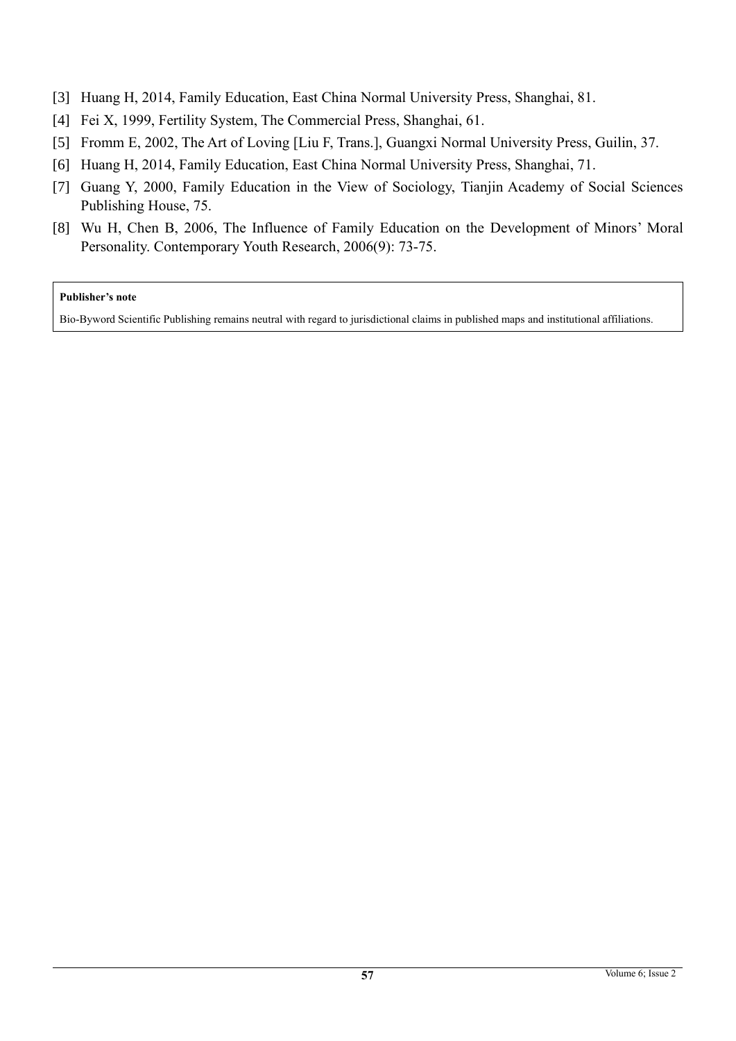[3] Huang H, 2014, Family Education, East China Normal University Press, Shanghai, 81.

[4] Fei X, 1999, Fertility System, The Commercial Press, Shanghai, 61.

[5] Fromm E, 2002, The Art of Loving [Liu F, Trans.], Guangxi Normal University Press, Guilin, 37.

[6] Huang H, 2014, Family Education, East China Normal University Press, Shanghai, 71.

[7] Guang Y, 2000, Family Education in the View of Sociology, Tianjin Academy of Social Sciences Publishing House, 75.

[8] Wu H, Chen B, 2006, The Influence of Family Education on the Development of Minors' Moral Personality. Contemporary Youth Research, 2006(9): 73-75.

**Publisher's note**

Bio-Byword Scientific Publishing remains neutral with regard to jurisdictional claims in published maps and institutional affiliations.